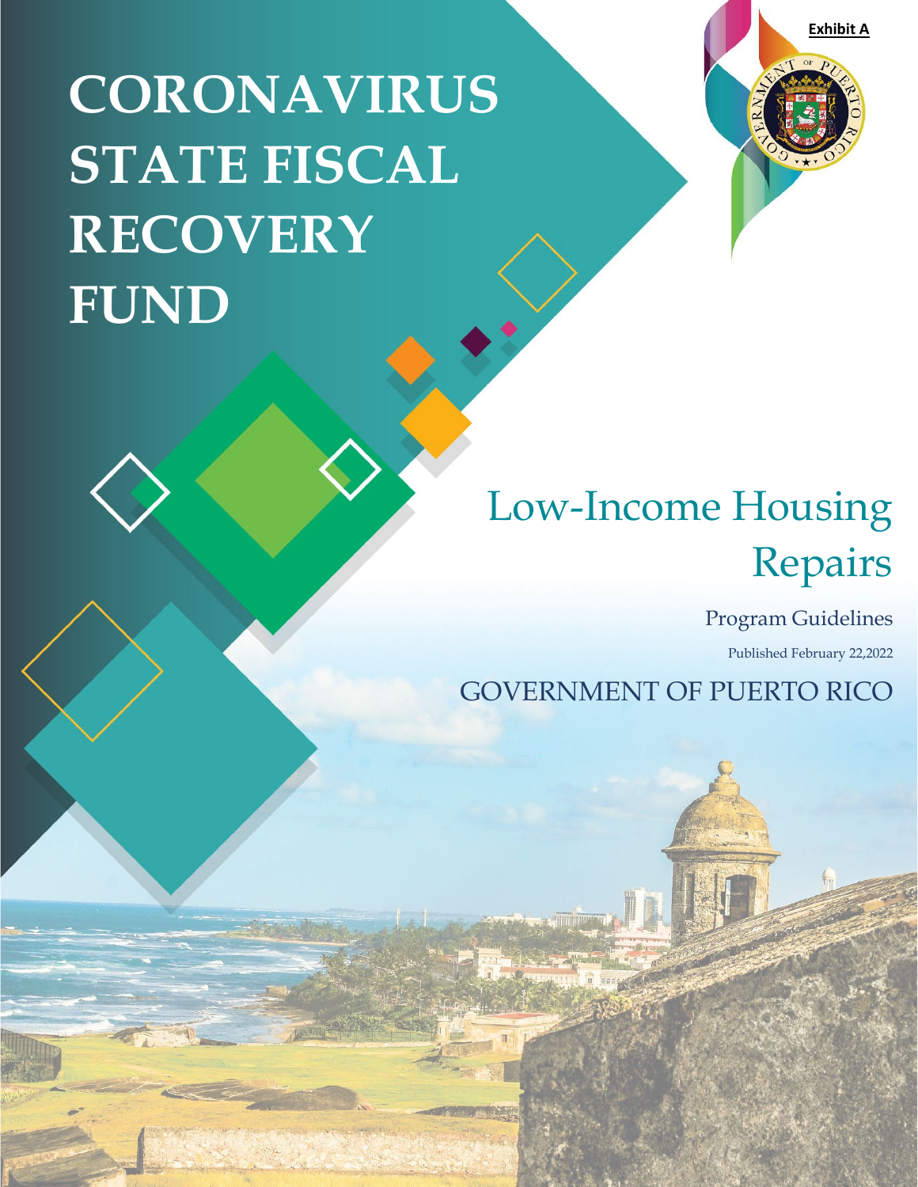**Exhibit A**

# CORONAVIRUS STATE FISCAL RECOVERY FUND

## Low-Income Housing Repairs

Program Guidelines

Published February 22,2022

GOVERNMENT OF PUERTO RICO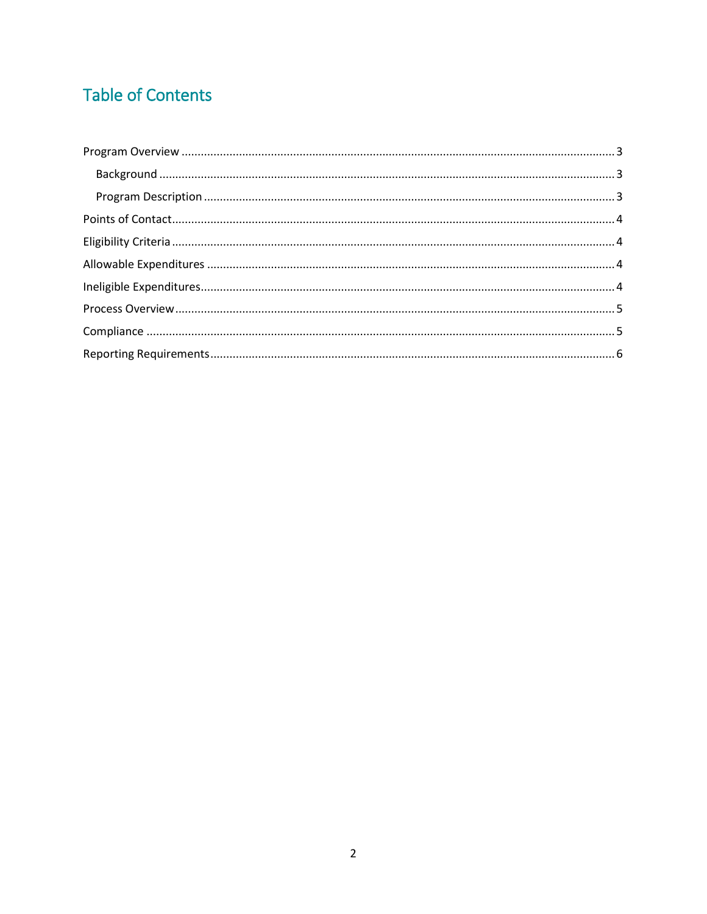# Table of Contents

- Program Overview ..... 3
  - Background ..... 3
  - Program Description ..... 3
- Points of Contact ..... 4
- Eligibility Criteria ..... 4
- Allowable Expenditures ..... 4
- Ineligible Expenditures ..... 4
- Process Overview ..... 5
- Compliance ..... 5
- Reporting Requirements ..... 6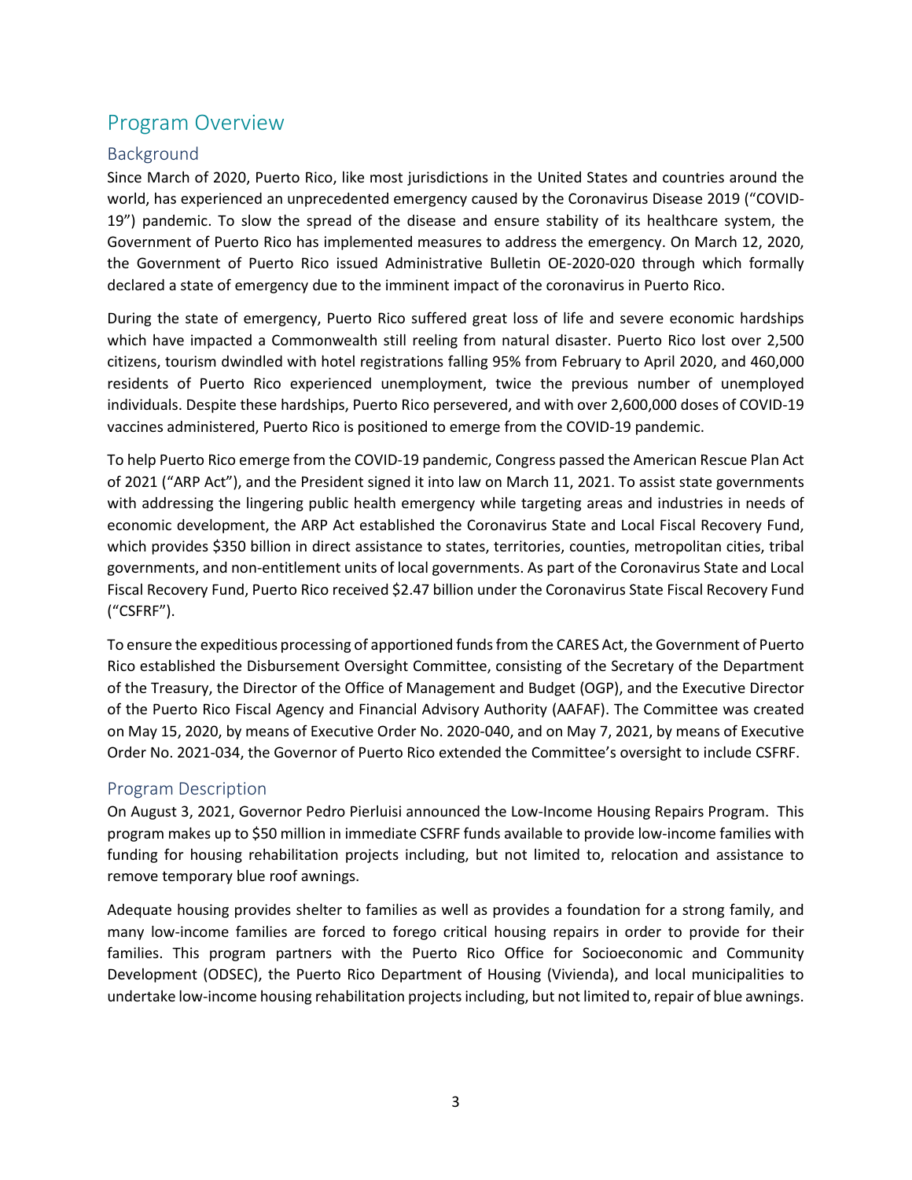# Program Overview

## Background

Since March of 2020, Puerto Rico, like most jurisdictions in the United States and countries around the world, has experienced an unprecedented emergency caused by the Coronavirus Disease 2019 ("COVID-19") pandemic. To slow the spread of the disease and ensure stability of its healthcare system, the Government of Puerto Rico has implemented measures to address the emergency. On March 12, 2020, the Government of Puerto Rico issued Administrative Bulletin OE-2020-020 through which formally declared a state of emergency due to the imminent impact of the coronavirus in Puerto Rico.

During the state of emergency, Puerto Rico suffered great loss of life and severe economic hardships which have impacted a Commonwealth still reeling from natural disaster. Puerto Rico lost over 2,500 citizens, tourism dwindled with hotel registrations falling 95% from February to April 2020, and 460,000 residents of Puerto Rico experienced unemployment, twice the previous number of unemployed individuals. Despite these hardships, Puerto Rico persevered, and with over 2,600,000 doses of COVID-19 vaccines administered, Puerto Rico is positioned to emerge from the COVID-19 pandemic.

To help Puerto Rico emerge from the COVID-19 pandemic, Congress passed the American Rescue Plan Act of 2021 ("ARP Act"), and the President signed it into law on March 11, 2021. To assist state governments with addressing the lingering public health emergency while targeting areas and industries in needs of economic development, the ARP Act established the Coronavirus State and Local Fiscal Recovery Fund, which provides $350 billion in direct assistance to states, territories, counties, metropolitan cities, tribal governments, and non-entitlement units of local governments. As part of the Coronavirus State and Local Fiscal Recovery Fund, Puerto Rico received $2.47 billion under the Coronavirus State Fiscal Recovery Fund ("CSFRF").

To ensure the expeditious processing of apportioned funds from the CARES Act, the Government of Puerto Rico established the Disbursement Oversight Committee, consisting of the Secretary of the Department of the Treasury, the Director of the Office of Management and Budget (OGP), and the Executive Director of the Puerto Rico Fiscal Agency and Financial Advisory Authority (AAFAF). The Committee was created on May 15, 2020, by means of Executive Order No. 2020-040, and on May 7, 2021, by means of Executive Order No. 2021-034, the Governor of Puerto Rico extended the Committee's oversight to include CSFRF.

## Program Description

On August 3, 2021, Governor Pedro Pierluisi announced the Low-Income Housing Repairs Program. This program makes up to $50 million in immediate CSFRF funds available to provide low-income families with funding for housing rehabilitation projects including, but not limited to, relocation and assistance to remove temporary blue roof awnings.

Adequate housing provides shelter to families as well as provides a foundation for a strong family, and many low-income families are forced to forego critical housing repairs in order to provide for their families. This program partners with the Puerto Rico Office for Socioeconomic and Community Development (ODSEC), the Puerto Rico Department of Housing (Vivienda), and local municipalities to undertake low-income housing rehabilitation projects including, but not limited to, repair of blue awnings.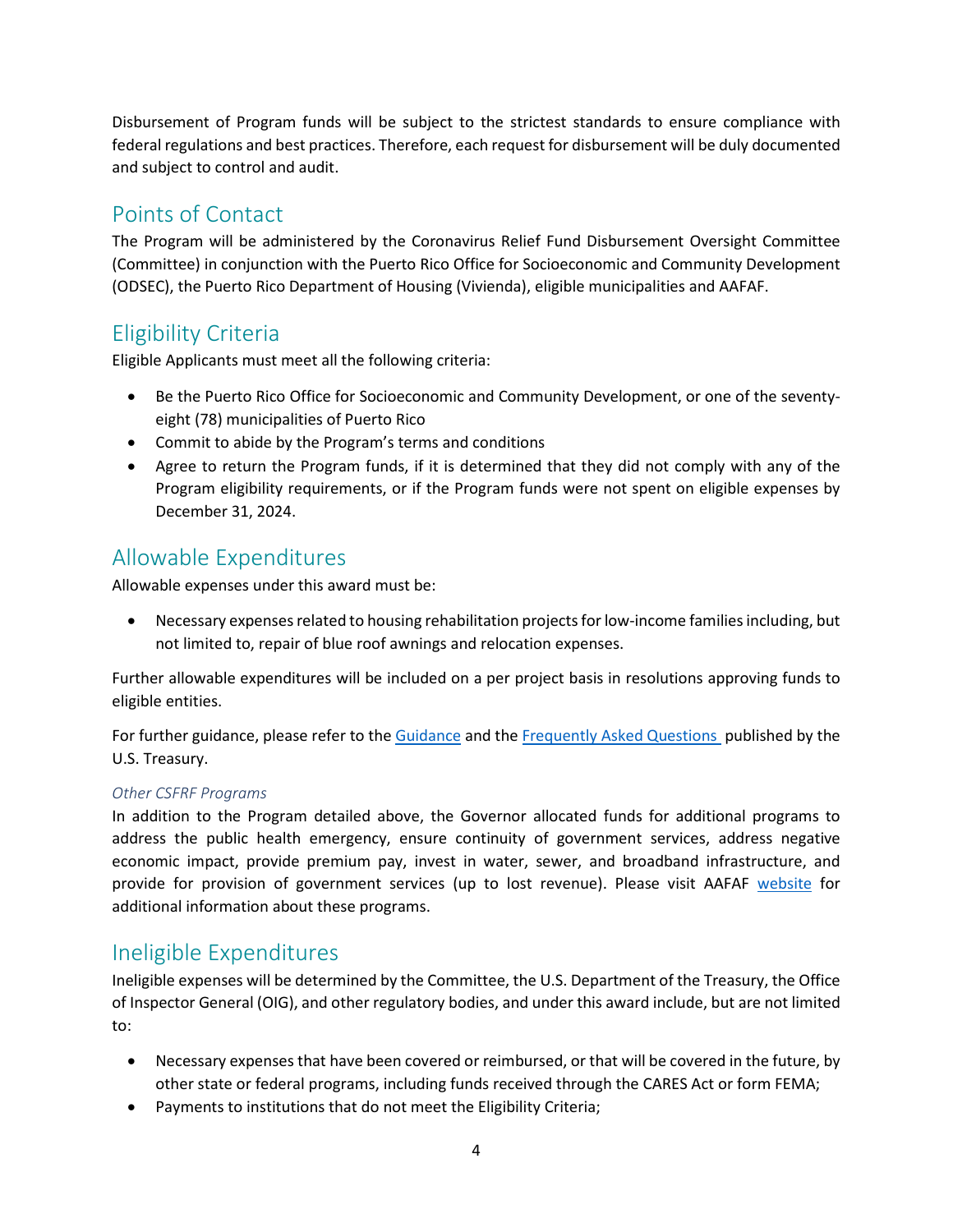Disbursement of Program funds will be subject to the strictest standards to ensure compliance with federal regulations and best practices. Therefore, each request for disbursement will be duly documented and subject to control and audit.

## Points of Contact

The Program will be administered by the Coronavirus Relief Fund Disbursement Oversight Committee (Committee) in conjunction with the Puerto Rico Office for Socioeconomic and Community Development (ODSEC), the Puerto Rico Department of Housing (Vivienda), eligible municipalities and AAFAF.

## Eligibility Criteria

Eligible Applicants must meet all the following criteria:

- Be the Puerto Rico Office for Socioeconomic and Community Development, or one of the seventy-eight (78) municipalities of Puerto Rico
- Commit to abide by the Program's terms and conditions
- Agree to return the Program funds, if it is determined that they did not comply with any of the Program eligibility requirements, or if the Program funds were not spent on eligible expenses by December 31, 2024.

## Allowable Expenditures

Allowable expenses under this award must be:

- Necessary expenses related to housing rehabilitation projects for low-income families including, but not limited to, repair of blue roof awnings and relocation expenses.

Further allowable expenditures will be included on a per project basis in resolutions approving funds to eligible entities.

For further guidance, please refer to the Guidance and the Frequently Asked Questions published by the U.S. Treasury.

*Other CSFRF Programs*

In addition to the Program detailed above, the Governor allocated funds for additional programs to address the public health emergency, ensure continuity of government services, address negative economic impact, provide premium pay, invest in water, sewer, and broadband infrastructure, and provide for provision of government services (up to lost revenue). Please visit AAFAF website for additional information about these programs.

## Ineligible Expenditures

Ineligible expenses will be determined by the Committee, the U.S. Department of the Treasury, the Office of Inspector General (OIG), and other regulatory bodies, and under this award include, but are not limited to:

- Necessary expenses that have been covered or reimbursed, or that will be covered in the future, by other state or federal programs, including funds received through the CARES Act or form FEMA;
- Payments to institutions that do not meet the Eligibility Criteria;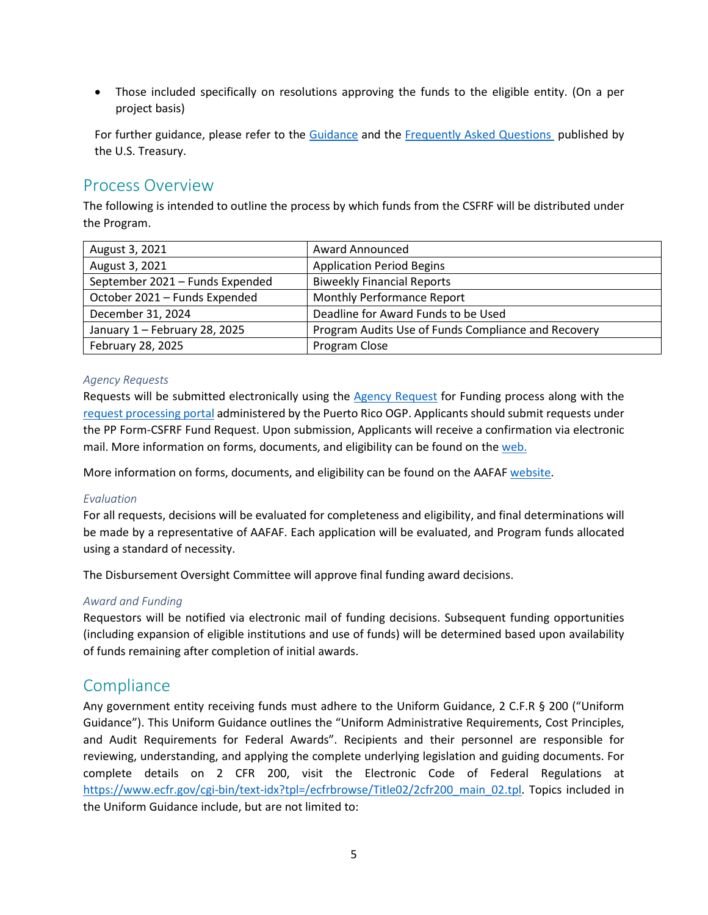- Those included specifically on resolutions approving the funds to the eligible entity. (On a per project basis)

For further guidance, please refer to the Guidance and the Frequently Asked Questions published by the U.S. Treasury.

## Process Overview

The following is intended to outline the process by which funds from the CSFRF will be distributed under the Program.

| | |
|---|---|
| August 3, 2021 | Award Announced |
| August 3, 2021 | Application Period Begins |
| September 2021 – Funds Expended | Biweekly Financial Reports |
| October 2021 – Funds Expended | Monthly Performance Report |
| December 31, 2024 | Deadline for Award Funds to be Used |
| January 1 – February 28, 2025 | Program Audits Use of Funds Compliance and Recovery |
| February 28, 2025 | Program Close |

### *Agency Requests*

Requests will be submitted electronically using the Agency Request for Funding process along with the request processing portal administered by the Puerto Rico OGP. Applicants should submit requests under the PP Form-CSFRF Fund Request. Upon submission, Applicants will receive a confirmation via electronic mail. More information on forms, documents, and eligibility can be found on the web.

More information on forms, documents, and eligibility can be found on the AAFAF website.

### *Evaluation*

For all requests, decisions will be evaluated for completeness and eligibility, and final determinations will be made by a representative of AAFAF. Each application will be evaluated, and Program funds allocated using a standard of necessity.

The Disbursement Oversight Committee will approve final funding award decisions.

### *Award and Funding*

Requestors will be notified via electronic mail of funding decisions. Subsequent funding opportunities (including expansion of eligible institutions and use of funds) will be determined based upon availability of funds remaining after completion of initial awards.

## Compliance

Any government entity receiving funds must adhere to the Uniform Guidance, 2 C.F.R § 200 ("Uniform Guidance"). This Uniform Guidance outlines the "Uniform Administrative Requirements, Cost Principles, and Audit Requirements for Federal Awards". Recipients and their personnel are responsible for reviewing, understanding, and applying the complete underlying legislation and guiding documents. For complete details on 2 CFR 200, visit the Electronic Code of Federal Regulations at https://www.ecfr.gov/cgi-bin/text-idx?tpl=/ecfrbrowse/Title02/2cfr200_main_02.tpl. Topics included in the Uniform Guidance include, but are not limited to: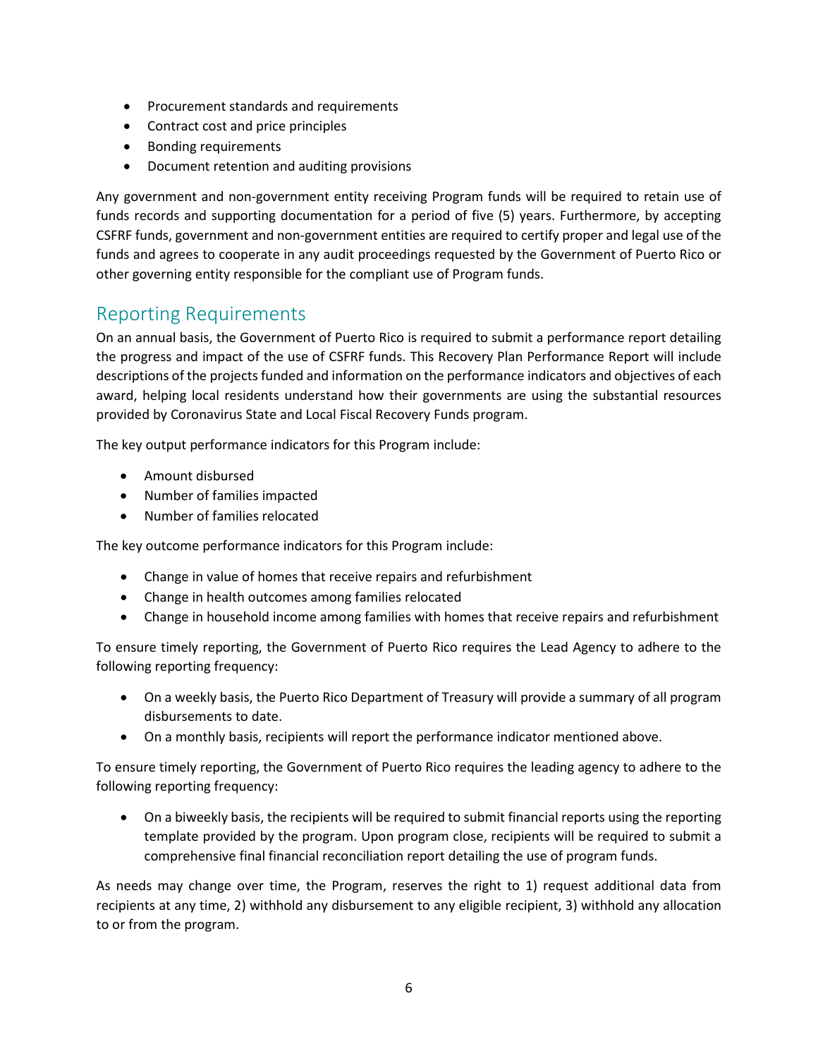- Procurement standards and requirements
- Contract cost and price principles
- Bonding requirements
- Document retention and auditing provisions

Any government and non-government entity receiving Program funds will be required to retain use of funds records and supporting documentation for a period of five (5) years. Furthermore, by accepting CSFRF funds, government and non-government entities are required to certify proper and legal use of the funds and agrees to cooperate in any audit proceedings requested by the Government of Puerto Rico or other governing entity responsible for the compliant use of Program funds.

## Reporting Requirements

On an annual basis, the Government of Puerto Rico is required to submit a performance report detailing the progress and impact of the use of CSFRF funds. This Recovery Plan Performance Report will include descriptions of the projects funded and information on the performance indicators and objectives of each award, helping local residents understand how their governments are using the substantial resources provided by Coronavirus State and Local Fiscal Recovery Funds program.

The key output performance indicators for this Program include:

- Amount disbursed
- Number of families impacted
- Number of families relocated

The key outcome performance indicators for this Program include:

- Change in value of homes that receive repairs and refurbishment
- Change in health outcomes among families relocated
- Change in household income among families with homes that receive repairs and refurbishment

To ensure timely reporting, the Government of Puerto Rico requires the Lead Agency to adhere to the following reporting frequency:

- On a weekly basis, the Puerto Rico Department of Treasury will provide a summary of all program disbursements to date.
- On a monthly basis, recipients will report the performance indicator mentioned above.

To ensure timely reporting, the Government of Puerto Rico requires the leading agency to adhere to the following reporting frequency:

- On a biweekly basis, the recipients will be required to submit financial reports using the reporting template provided by the program. Upon program close, recipients will be required to submit a comprehensive final financial reconciliation report detailing the use of program funds.

As needs may change over time, the Program, reserves the right to 1) request additional data from recipients at any time, 2) withhold any disbursement to any eligible recipient, 3) withhold any allocation to or from the program.